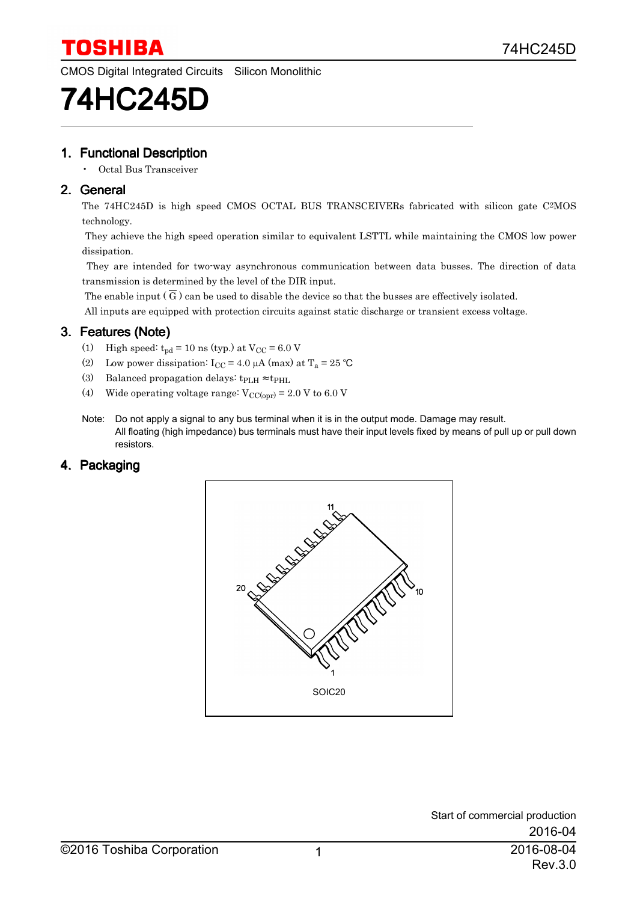CMOS Digital Integrated Circuits   Silicon Monolithic

# 74HC245D

## 1. Functional Description

- Octal Bus Transceiver

## 2. General

The 74HC245D is high speed CMOS OCTAL BUS TRANSCEIVERs fabricated with silicon gate $C^2MOS$ technology.

They achieve the high speed operation similar to equivalent LSTTL while maintaining the CMOS low power dissipation.

They are intended for two-way asynchronous communication between data busses. The direction of data transmission is determined by the level of the DIR input.

The enable input ( $\overline{G}$ ) can be used to disable the device so that the busses are effectively isolated.

All inputs are equipped with protection circuits against static discharge or transient excess voltage.

## 3. Features (Note)

(1) High speed: $t_{pd}$ = 10 ns (typ.) at $V_{CC}$ = 6.0 V

(2) Low power dissipation: $I_{CC}$ = 4.0 μA (max) at $T_a$ = 25 °C

(3) Balanced propagation delays: $t_{PLH} \approx t_{PHL}$

(4) Wide operating voltage range: $V_{CC(opr)}$ = 2.0 V to 6.0 V

Note: Do not apply a signal to any bus terminal when it is in the output mode. Damage may result.
All floating (high impedance) bus terminals must have their input levels fixed by means of pull up or pull down resistors.

## 4. Packaging

SOIC20

Start of commercial production
2016-04

©2016 Toshiba Corporation

2016-08-04
Rev.3.0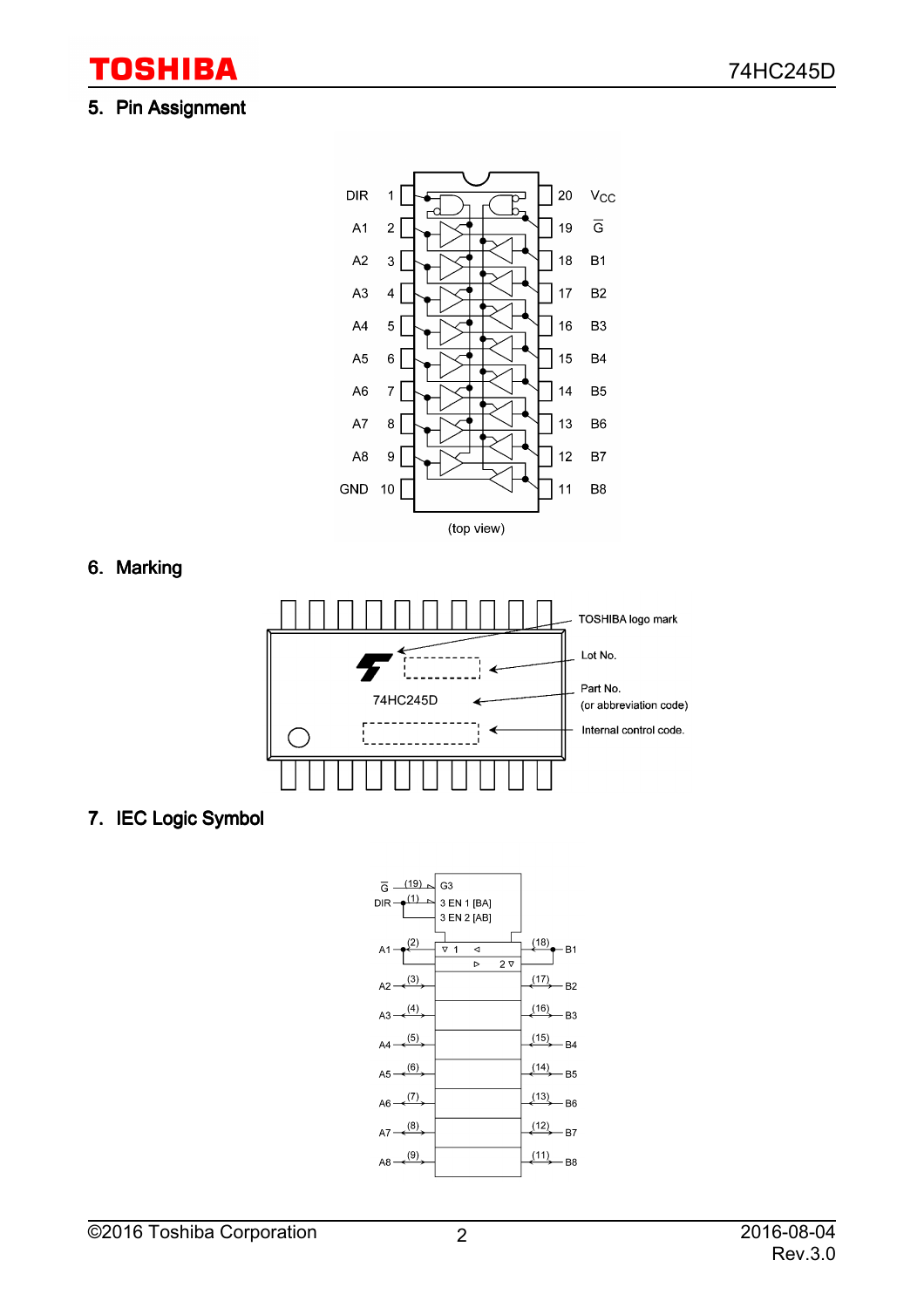## 5. Pin Assignment

| Pin | Name | Pin | Name |
|---|---|---|---|
| 1 | DIR | 20 | $V_{CC}$ |
| 2 | A1 | 19 | $\overline{G}$ |
| 3 | A2 | 18 | B1 |
| 4 | A3 | 17 | B2 |
| 5 | A4 | 16 | B3 |
| 6 | A5 | 15 | B4 |
| 7 | A6 | 14 | B5 |
| 8 | A7 | 13 | B6 |
| 9 | A8 | 12 | B7 |
| 10 | GND | 11 | B8 |

(top view)

## 6. Marking

74HC245D

- TOSHIBA logo mark
- Lot No.
- Part No. (or abbreviation code)
- Internal control code.

## 7. IEC Logic Symbol

$\overline{G}$ (19), DIR (1): G3, 3 EN 1 [BA], 3 EN 2 [AB]

A1 (2) ↔ B1 (18), A2 (3) ↔ B2 (17), A3 (4) ↔ B3 (16), A4 (5) ↔ B4 (15), A5 (6) ↔ B5 (14), A6 (7) ↔ B6 (13), A7 (8) ↔ B7 (12), A8 (9) ↔ B8 (11)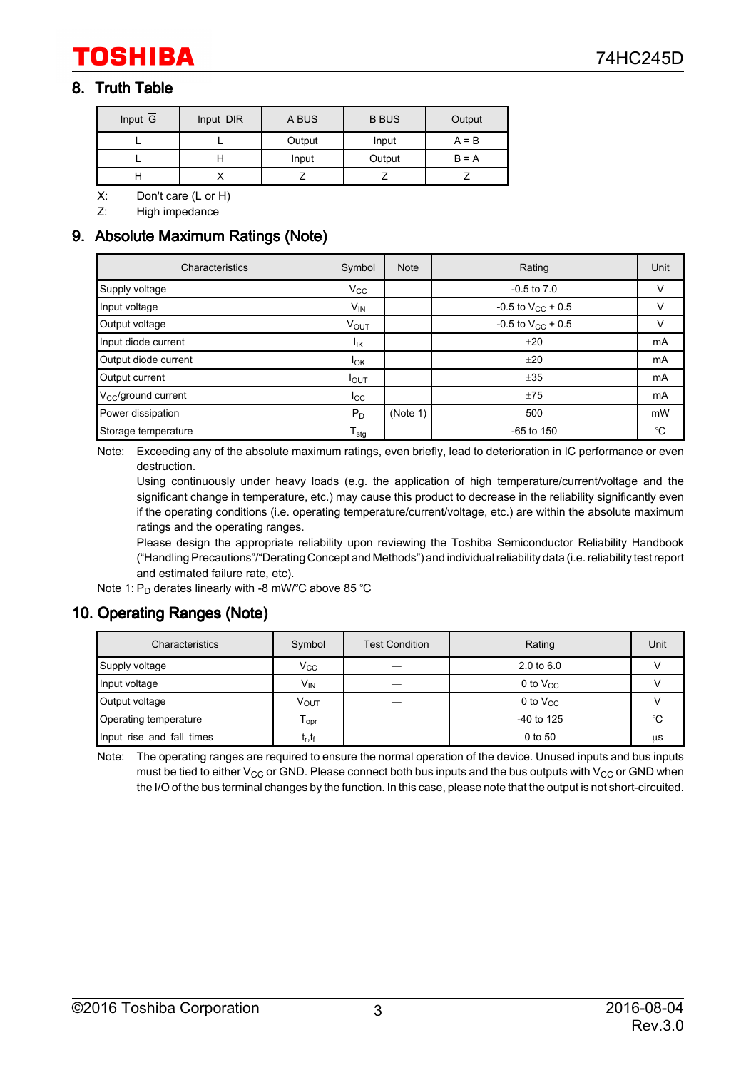## 8. Truth Table

| Input $\overline{G}$ | Input DIR | A BUS | B BUS | Output |
|---|---|---|---|---|
| L | L | Output | Input | A = B |
| L | H | Input | Output | B = A |
| H | X | Z | Z | Z |

X: Don't care (L or H)

Z: High impedance

## 9. Absolute Maximum Ratings (Note)

| Characteristics | Symbol | Note | Rating | Unit |
|---|---|---|---|---|
| Supply voltage | $V_{CC}$ | | -0.5 to 7.0 | V |
| Input voltage | $V_{IN}$ | | -0.5 to $V_{CC}$ + 0.5 | V |
| Output voltage | $V_{OUT}$ | | -0.5 to $V_{CC}$ + 0.5 | V |
| Input diode current | $I_{IK}$ | | ±20 | mA |
| Output diode current | $I_{OK}$ | | ±20 | mA |
| Output current | $I_{OUT}$ | | ±35 | mA |
| $V_{CC}$/ground current | $I_{CC}$ | | ±75 | mA |
| Power dissipation | $P_D$ | (Note 1) | 500 | mW |
| Storage temperature | $T_{stg}$ | | -65 to 150 | ℃ |

Note: Exceeding any of the absolute maximum ratings, even briefly, lead to deterioration in IC performance or even destruction.
Using continuously under heavy loads (e.g. the application of high temperature/current/voltage and the significant change in temperature, etc.) may cause this product to decrease in the reliability significantly even if the operating conditions (i.e. operating temperature/current/voltage, etc.) are within the absolute maximum ratings and the operating ranges.
Please design the appropriate reliability upon reviewing the Toshiba Semiconductor Reliability Handbook ("Handling Precautions"/"Derating Concept and Methods") and individual reliability data (i.e. reliability test report and estimated failure rate, etc).

Note 1: $P_D$ derates linearly with -8 mW/℃ above 85 ℃

## 10. Operating Ranges (Note)

| Characteristics | Symbol | Test Condition | Rating | Unit |
|---|---|---|---|---|
| Supply voltage | $V_{CC}$ | — | 2.0 to 6.0 | V |
| Input voltage | $V_{IN}$ | — | 0 to $V_{CC}$ | V |
| Output voltage | $V_{OUT}$ | — | 0 to $V_{CC}$ | V |
| Operating temperature | $T_{opr}$ | — | -40 to 125 | ℃ |
| Input rise and fall times | $t_r$,$t_f$ | — | 0 to 50 | μs |

Note: The operating ranges are required to ensure the normal operation of the device. Unused inputs and bus inputs must be tied to either $V_{CC}$ or GND. Please connect both bus inputs and the bus outputs with $V_{CC}$ or GND when the I/O of the bus terminal changes by the function. In this case, please note that the output is not short-circuited.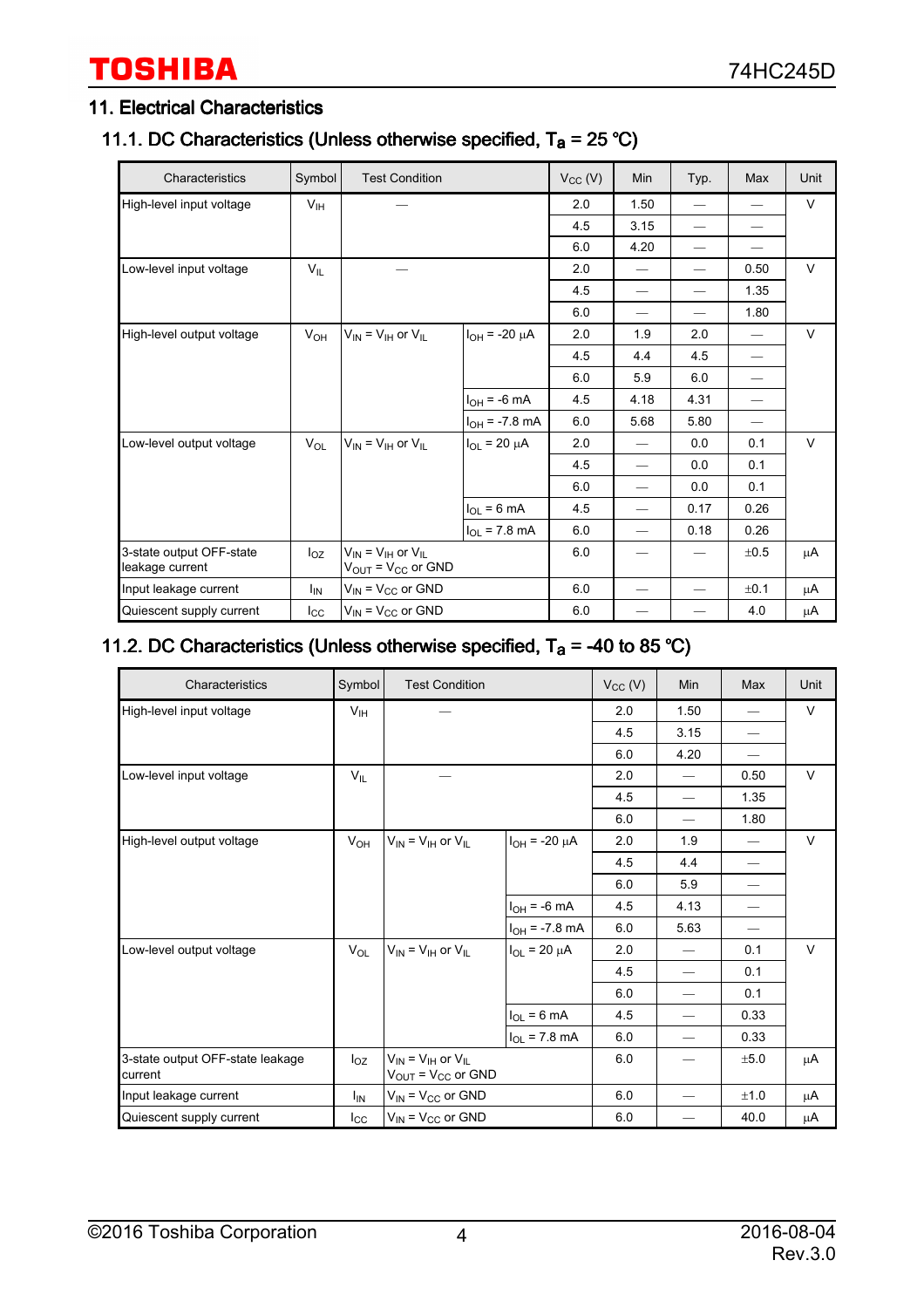## 11. Electrical Characteristics

### 11.1. DC Characteristics (Unless otherwise specified, $T_a$ = 25 °C)

| Characteristics | Symbol | Test Condition | | $V_{CC}$ (V) | Min | Typ. | Max | Unit |
|---|---|---|---|---|---|---|---|---|
| High-level input voltage | $V_{IH}$ | — | | 2.0 | 1.50 | — | — | V |
| | | | | 4.5 | 3.15 | — | — | |
| | | | | 6.0 | 4.20 | — | — | |
| Low-level input voltage | $V_{IL}$ | — | | 2.0 | — | — | 0.50 | V |
| | | | | 4.5 | — | — | 1.35 | |
| | | | | 6.0 | — | — | 1.80 | |
| High-level output voltage | $V_{OH}$ | $V_{IN}$ = $V_{IH}$ or $V_{IL}$ | $I_{OH}$ = -20 μA | 2.0 | 1.9 | 2.0 | — | V |
| | | | | 4.5 | 4.4 | 4.5 | — | |
| | | | | 6.0 | 5.9 | 6.0 | — | |
| | | | $I_{OH}$ = -6 mA | 4.5 | 4.18 | 4.31 | — | |
| | | | $I_{OH}$ = -7.8 mA | 6.0 | 5.68 | 5.80 | — | |
| Low-level output voltage | $V_{OL}$ | $V_{IN}$ = $V_{IH}$ or $V_{IL}$ | $I_{OL}$ = 20 μA | 2.0 | — | 0.0 | 0.1 | V |
| | | | | 4.5 | — | 0.0 | 0.1 | |
| | | | | 6.0 | — | 0.0 | 0.1 | |
| | | | $I_{OL}$ = 6 mA | 4.5 | — | 0.17 | 0.26 | |
| | | | $I_{OL}$ = 7.8 mA | 6.0 | — | 0.18 | 0.26 | |
| 3-state output OFF-state leakage current | $I_{OZ}$ | $V_{IN}$ = $V_{IH}$ or $V_{IL}$<br>$V_{OUT}$ = $V_{CC}$ or GND | | 6.0 | — | — | ±0.5 | μA |
| Input leakage current | $I_{IN}$ | $V_{IN}$ = $V_{CC}$ or GND | | 6.0 | — | — | ±0.1 | μA |
| Quiescent supply current | $I_{CC}$ | $V_{IN}$ = $V_{CC}$ or GND | | 6.0 | — | — | 4.0 | μA |

### 11.2. DC Characteristics (Unless otherwise specified, $T_a$ = -40 to 85 °C)

| Characteristics | Symbol | Test Condition | | $V_{CC}$ (V) | Min | Max | Unit |
|---|---|---|---|---|---|---|---|
| High-level input voltage | $V_{IH}$ | — | | 2.0 | 1.50 | — | V |
| | | | | 4.5 | 3.15 | — | |
| | | | | 6.0 | 4.20 | — | |
| Low-level input voltage | $V_{IL}$ | — | | 2.0 | — | 0.50 | V |
| | | | | 4.5 | — | 1.35 | |
| | | | | 6.0 | — | 1.80 | |
| High-level output voltage | $V_{OH}$ | $V_{IN}$ = $V_{IH}$ or $V_{IL}$ | $I_{OH}$ = -20 μA | 2.0 | 1.9 | — | V |
| | | | | 4.5 | 4.4 | — | |
| | | | | 6.0 | 5.9 | — | |
| | | | $I_{OH}$ = -6 mA | 4.5 | 4.13 | — | |
| | | | $I_{OH}$ = -7.8 mA | 6.0 | 5.63 | — | |
| Low-level output voltage | $V_{OL}$ | $V_{IN}$ = $V_{IH}$ or $V_{IL}$ | $I_{OL}$ = 20 μA | 2.0 | — | 0.1 | V |
| | | | | 4.5 | — | 0.1 | |
| | | | | 6.0 | — | 0.1 | |
| | | | $I_{OL}$ = 6 mA | 4.5 | — | 0.33 | |
| | | | $I_{OL}$ = 7.8 mA | 6.0 | — | 0.33 | |
| 3-state output OFF-state leakage current | $I_{OZ}$ | $V_{IN}$ = $V_{IH}$ or $V_{IL}$<br>$V_{OUT}$ = $V_{CC}$ or GND | | 6.0 | — | ±5.0 | μA |
| Input leakage current | $I_{IN}$ | $V_{IN}$ = $V_{CC}$ or GND | | 6.0 | — | ±1.0 | μA |
| Quiescent supply current | $I_{CC}$ | $V_{IN}$ = $V_{CC}$ or GND | | 6.0 | — | 40.0 | μA |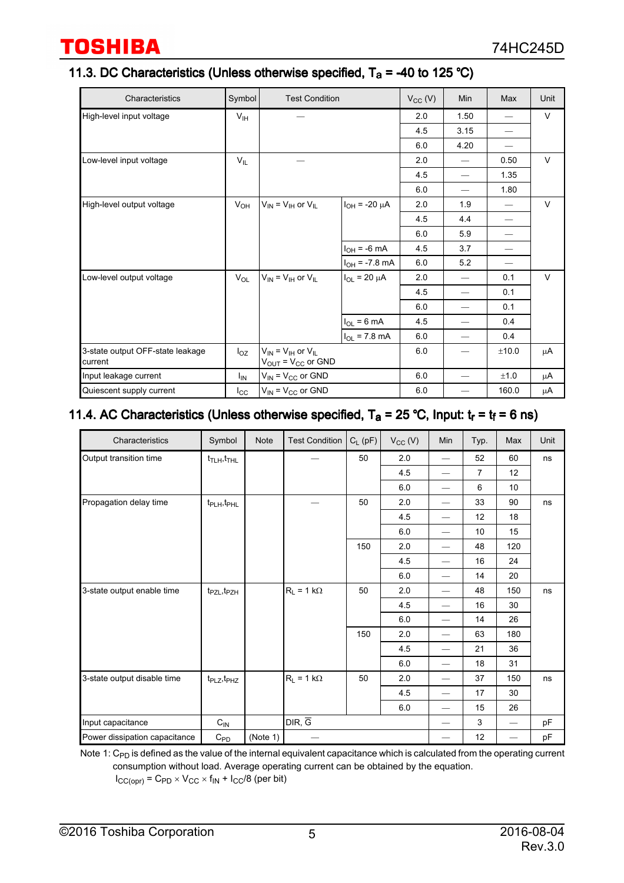## 11.3. DC Characteristics (Unless otherwise specified, $T_a$ = -40 to 125 °C)

| Characteristics | Symbol | Test Condition | | $V_{CC}$ (V) | Min | Max | Unit |
|---|---|---|---|---|---|---|---|
| High-level input voltage | $V_{IH}$ | — | | 2.0 | 1.50 | — | V |
| | | | | 4.5 | 3.15 | — | |
| | | | | 6.0 | 4.20 | — | |
| Low-level input voltage | $V_{IL}$ | — | | 2.0 | — | 0.50 | V |
| | | | | 4.5 | — | 1.35 | |
| | | | | 6.0 | — | 1.80 | |
| High-level output voltage | $V_{OH}$ | $V_{IN}$ = $V_{IH}$ or $V_{IL}$ | $I_{OH}$ = -20 μA | 2.0 | 1.9 | — | V |
| | | | | 4.5 | 4.4 | — | |
| | | | | 6.0 | 5.9 | — | |
| | | | $I_{OH}$ = -6 mA | 4.5 | 3.7 | — | |
| | | | $I_{OH}$ = -7.8 mA | 6.0 | 5.2 | — | |
| Low-level output voltage | $V_{OL}$ | $V_{IN}$ = $V_{IH}$ or $V_{IL}$ | $I_{OL}$ = 20 μA | 2.0 | — | 0.1 | V |
| | | | | 4.5 | — | 0.1 | |
| | | | | 6.0 | — | 0.1 | |
| | | | $I_{OL}$ = 6 mA | 4.5 | — | 0.4 | |
| | | | $I_{OL}$ = 7.8 mA | 6.0 | — | 0.4 | |
| 3-state output OFF-state leakage current | $I_{OZ}$ | $V_{IN}$ = $V_{IH}$ or $V_{IL}$, $V_{OUT}$ = $V_{CC}$ or GND | | 6.0 | — | ±10.0 | μA |
| Input leakage current | $I_{IN}$ | $V_{IN}$ = $V_{CC}$ or GND | | 6.0 | — | ±1.0 | μA |
| Quiescent supply current | $I_{CC}$ | $V_{IN}$ = $V_{CC}$ or GND | | 6.0 | — | 160.0 | μA |

## 11.4. AC Characteristics (Unless otherwise specified, $T_a$ = 25 °C, Input: $t_r$ = $t_f$ = 6 ns)

| Characteristics | Symbol | Note | Test Condition | $C_L$ (pF) | $V_{CC}$ (V) | Min | Typ. | Max | Unit |
|---|---|---|---|---|---|---|---|---|---|
| Output transition time | $t_{TLH}$,$t_{THL}$ | | — | 50 | 2.0 | — | 52 | 60 | ns |
| | | | | | 4.5 | — | 7 | 12 | |
| | | | | | 6.0 | — | 6 | 10 | |
| Propagation delay time | $t_{PLH}$,$t_{PHL}$ | | — | 50 | 2.0 | — | 33 | 90 | ns |
| | | | | | 4.5 | — | 12 | 18 | |
| | | | | | 6.0 | — | 10 | 15 | |
| | | | | 150 | 2.0 | — | 48 | 120 | |
| | | | | | 4.5 | — | 16 | 24 | |
| | | | | | 6.0 | — | 14 | 20 | |
| 3-state output enable time | $t_{PZL}$,$t_{PZH}$ | | $R_L$ = 1 kΩ | 50 | 2.0 | — | 48 | 150 | ns |
| | | | | | 4.5 | — | 16 | 30 | |
| | | | | | 6.0 | — | 14 | 26 | |
| | | | | 150 | 2.0 | — | 63 | 180 | |
| | | | | | 4.5 | — | 21 | 36 | |
| | | | | | 6.0 | — | 18 | 31 | |
| 3-state output disable time | $t_{PLZ}$,$t_{PHZ}$ | | $R_L$ = 1 kΩ | 50 | 2.0 | — | 37 | 150 | ns |
| | | | | | 4.5 | — | 17 | 30 | |
| | | | | | 6.0 | — | 15 | 26 | |
| Input capacitance | $C_{IN}$ | | DIR, $\overline{G}$ | | | — | 3 | — | pF |
| Power dissipation capacitance | $C_{PD}$ | (Note 1) | — | | | — | 12 | — | pF |

Note 1: $C_{PD}$ is defined as the value of the internal equivalent capacitance which is calculated from the operating current consumption without load. Average operating current can be obtained by the equation.

$I_{CC(opr)} = C_{PD} \times V_{CC} \times f_{IN} + I_{CC}/8$ (per bit)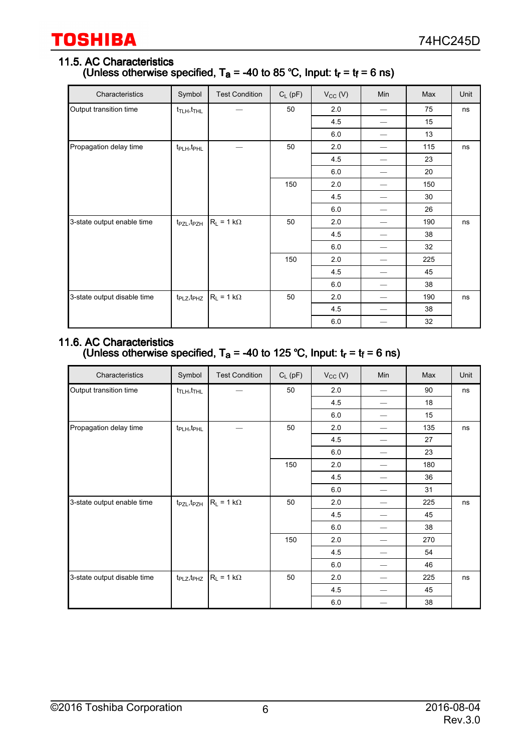## 11.5. AC Characteristics (Unless otherwise specified, $T_a$ = -40 to 85 °C, Input: $t_r$ = $t_f$ = 6 ns)

| Characteristics | Symbol | Test Condition | $C_L$ (pF) | $V_{CC}$ (V) | Min | Max | Unit |
|---|---|---|---|---|---|---|---|
| Output transition time | $t_{TLH}$,$t_{THL}$ | — | 50 | 2.0 | — | 75 | ns |
| | | | | 4.5 | — | 15 | |
| | | | | 6.0 | — | 13 | |
| Propagation delay time | $t_{PLH}$,$t_{PHL}$ | — | 50 | 2.0 | — | 115 | ns |
| | | | | 4.5 | — | 23 | |
| | | | | 6.0 | — | 20 | |
| | | | 150 | 2.0 | — | 150 | |
| | | | | 4.5 | — | 30 | |
| | | | | 6.0 | — | 26 | |
| 3-state output enable time | $t_{PZL}$,$t_{PZH}$ | $R_L$ = 1 kΩ | 50 | 2.0 | — | 190 | ns |
| | | | | 4.5 | — | 38 | |
| | | | | 6.0 | — | 32 | |
| | | | 150 | 2.0 | — | 225 | |
| | | | | 4.5 | — | 45 | |
| | | | | 6.0 | — | 38 | |
| 3-state output disable time | $t_{PLZ}$,$t_{PHZ}$ | $R_L$ = 1 kΩ | 50 | 2.0 | — | 190 | ns |
| | | | | 4.5 | — | 38 | |
| | | | | 6.0 | — | 32 | |

## 11.6. AC Characteristics (Unless otherwise specified, $T_a$ = -40 to 125 °C, Input: $t_r$ = $t_f$ = 6 ns)

| Characteristics | Symbol | Test Condition | $C_L$ (pF) | $V_{CC}$ (V) | Min | Max | Unit |
|---|---|---|---|---|---|---|---|
| Output transition time | $t_{TLH}$,$t_{THL}$ | — | 50 | 2.0 | — | 90 | ns |
| | | | | 4.5 | — | 18 | |
| | | | | 6.0 | — | 15 | |
| Propagation delay time | $t_{PLH}$,$t_{PHL}$ | — | 50 | 2.0 | — | 135 | ns |
| | | | | 4.5 | — | 27 | |
| | | | | 6.0 | — | 23 | |
| | | | 150 | 2.0 | — | 180 | |
| | | | | 4.5 | — | 36 | |
| | | | | 6.0 | — | 31 | |
| 3-state output enable time | $t_{PZL}$,$t_{PZH}$ | $R_L$ = 1 kΩ | 50 | 2.0 | — | 225 | ns |
| | | | | 4.5 | — | 45 | |
| | | | | 6.0 | — | 38 | |
| | | | 150 | 2.0 | — | 270 | |
| | | | | 4.5 | — | 54 | |
| | | | | 6.0 | — | 46 | |
| 3-state output disable time | $t_{PLZ}$,$t_{PHZ}$ | $R_L$ = 1 kΩ | 50 | 2.0 | — | 225 | ns |
| | | | | 4.5 | — | 45 | |
| | | | | 6.0 | — | 38 | |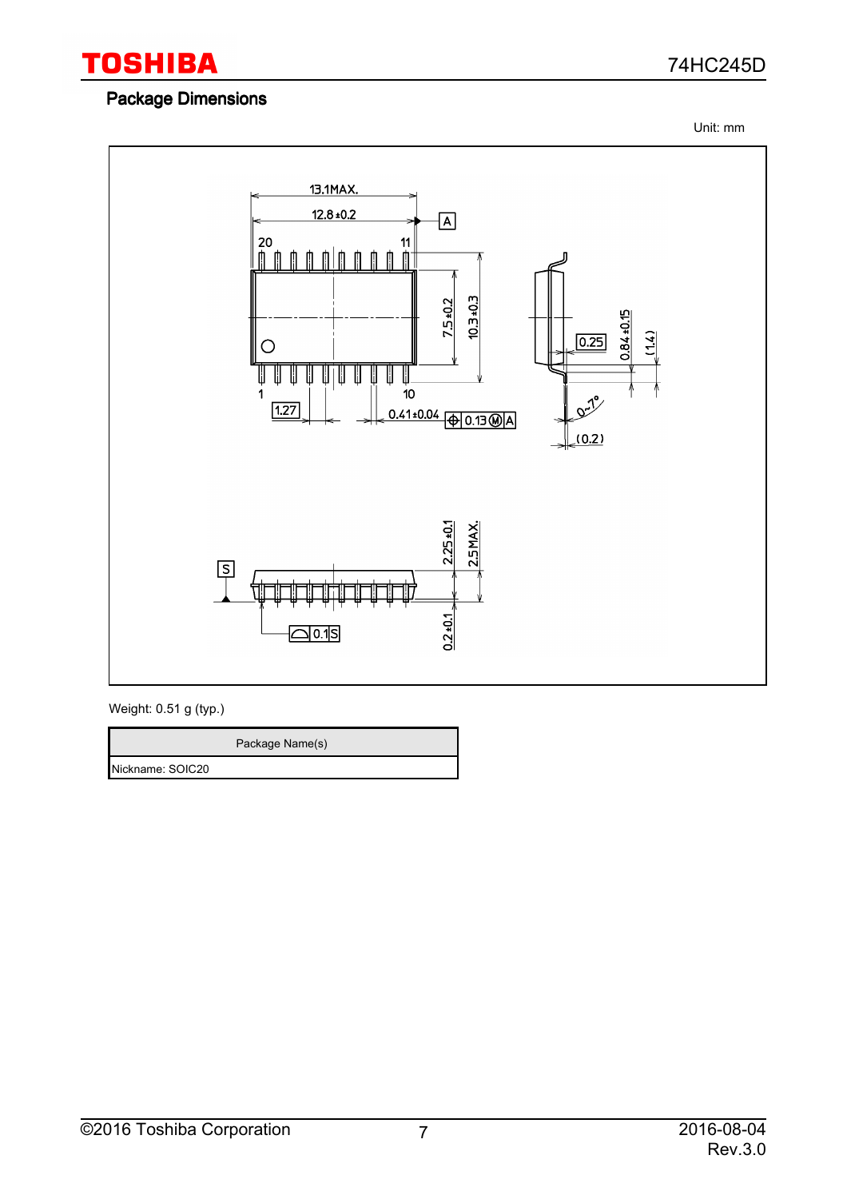## Package Dimensions

Unit: mm

Weight: 0.51 g (typ.)

| Package Name(s) |
| --- |
| Nickname: SOIC20 |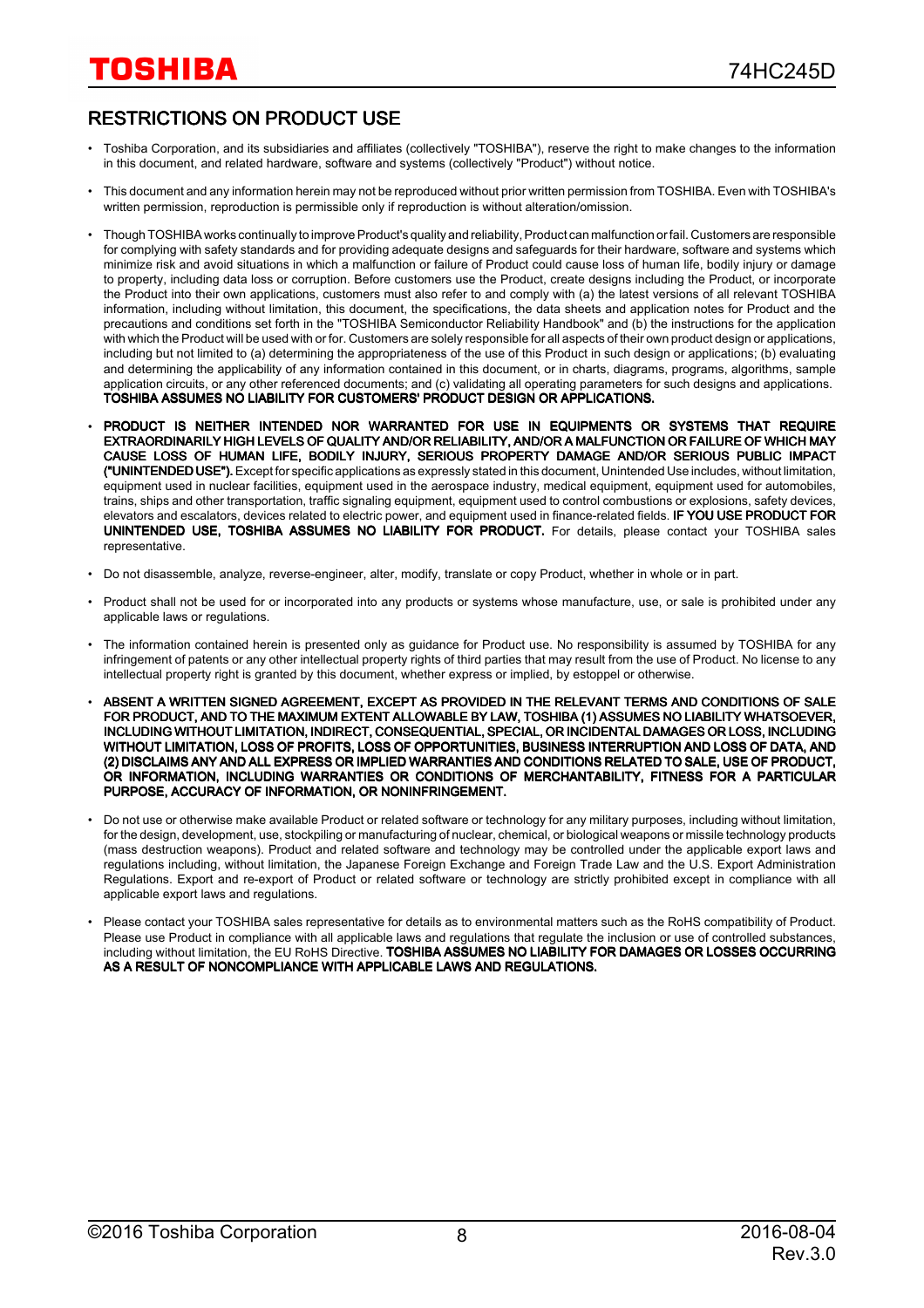## RESTRICTIONS ON PRODUCT USE

- Toshiba Corporation, and its subsidiaries and affiliates (collectively "TOSHIBA"), reserve the right to make changes to the information in this document, and related hardware, software and systems (collectively "Product") without notice.
- This document and any information herein may not be reproduced without prior written permission from TOSHIBA. Even with TOSHIBA's written permission, reproduction is permissible only if reproduction is without alteration/omission.
- Though TOSHIBA works continually to improve Product's quality and reliability, Product can malfunction or fail. Customers are responsible for complying with safety standards and for providing adequate designs and safeguards for their hardware, software and systems which minimize risk and avoid situations in which a malfunction or failure of Product could cause loss of human life, bodily injury or damage to property, including data loss or corruption. Before customers use the Product, create designs including the Product, or incorporate the Product into their own applications, customers must also refer to and comply with (a) the latest versions of all relevant TOSHIBA information, including without limitation, this document, the specifications, the data sheets and application notes for Product and the precautions and conditions set forth in the "TOSHIBA Semiconductor Reliability Handbook" and (b) the instructions for the application with which the Product will be used with or for. Customers are solely responsible for all aspects of their own product design or applications, including but not limited to (a) determining the appropriateness of the use of this Product in such design or applications; (b) evaluating and determining the applicability of any information contained in this document, or in charts, diagrams, programs, algorithms, sample application circuits, or any other referenced documents; and (c) validating all operating parameters for such designs and applications. **TOSHIBA ASSUMES NO LIABILITY FOR CUSTOMERS' PRODUCT DESIGN OR APPLICATIONS.**
- **PRODUCT IS NEITHER INTENDED NOR WARRANTED FOR USE IN EQUIPMENTS OR SYSTEMS THAT REQUIRE EXTRAORDINARILY HIGH LEVELS OF QUALITY AND/OR RELIABILITY, AND/OR A MALFUNCTION OR FAILURE OF WHICH MAY CAUSE LOSS OF HUMAN LIFE, BODILY INJURY, SERIOUS PROPERTY DAMAGE AND/OR SERIOUS PUBLIC IMPACT ("UNINTENDED USE").** Except for specific applications as expressly stated in this document, Unintended Use includes, without limitation, equipment used in nuclear facilities, equipment used in the aerospace industry, medical equipment, equipment used for automobiles, trains, ships and other transportation, traffic signaling equipment, equipment used to control combustions or explosions, safety devices, elevators and escalators, devices related to electric power, and equipment used in finance-related fields. **IF YOU USE PRODUCT FOR UNINTENDED USE, TOSHIBA ASSUMES NO LIABILITY FOR PRODUCT.** For details, please contact your TOSHIBA sales representative.
- Do not disassemble, analyze, reverse-engineer, alter, modify, translate or copy Product, whether in whole or in part.
- Product shall not be used for or incorporated into any products or systems whose manufacture, use, or sale is prohibited under any applicable laws or regulations.
- The information contained herein is presented only as guidance for Product use. No responsibility is assumed by TOSHIBA for any infringement of patents or any other intellectual property rights of third parties that may result from the use of Product. No license to any intellectual property right is granted by this document, whether express or implied, by estoppel or otherwise.
- **ABSENT A WRITTEN SIGNED AGREEMENT, EXCEPT AS PROVIDED IN THE RELEVANT TERMS AND CONDITIONS OF SALE FOR PRODUCT, AND TO THE MAXIMUM EXTENT ALLOWABLE BY LAW, TOSHIBA (1) ASSUMES NO LIABILITY WHATSOEVER, INCLUDING WITHOUT LIMITATION, INDIRECT, CONSEQUENTIAL, SPECIAL, OR INCIDENTAL DAMAGES OR LOSS, INCLUDING WITHOUT LIMITATION, LOSS OF PROFITS, LOSS OF OPPORTUNITIES, BUSINESS INTERRUPTION AND LOSS OF DATA, AND (2) DISCLAIMS ANY AND ALL EXPRESS OR IMPLIED WARRANTIES AND CONDITIONS RELATED TO SALE, USE OF PRODUCT, OR INFORMATION, INCLUDING WARRANTIES OR CONDITIONS OF MERCHANTABILITY, FITNESS FOR A PARTICULAR PURPOSE, ACCURACY OF INFORMATION, OR NONINFRINGEMENT.**
- Do not use or otherwise make available Product or related software or technology for any military purposes, including without limitation, for the design, development, use, stockpiling or manufacturing of nuclear, chemical, or biological weapons or missile technology products (mass destruction weapons). Product and related software and technology may be controlled under the applicable export laws and regulations including, without limitation, the Japanese Foreign Exchange and Foreign Trade Law and the U.S. Export Administration Regulations. Export and re-export of Product or related software or technology are strictly prohibited except in compliance with all applicable export laws and regulations.
- Please contact your TOSHIBA sales representative for details as to environmental matters such as the RoHS compatibility of Product. Please use Product in compliance with all applicable laws and regulations that regulate the inclusion or use of controlled substances, including without limitation, the EU RoHS Directive. **TOSHIBA ASSUMES NO LIABILITY FOR DAMAGES OR LOSSES OCCURRING AS A RESULT OF NONCOMPLIANCE WITH APPLICABLE LAWS AND REGULATIONS.**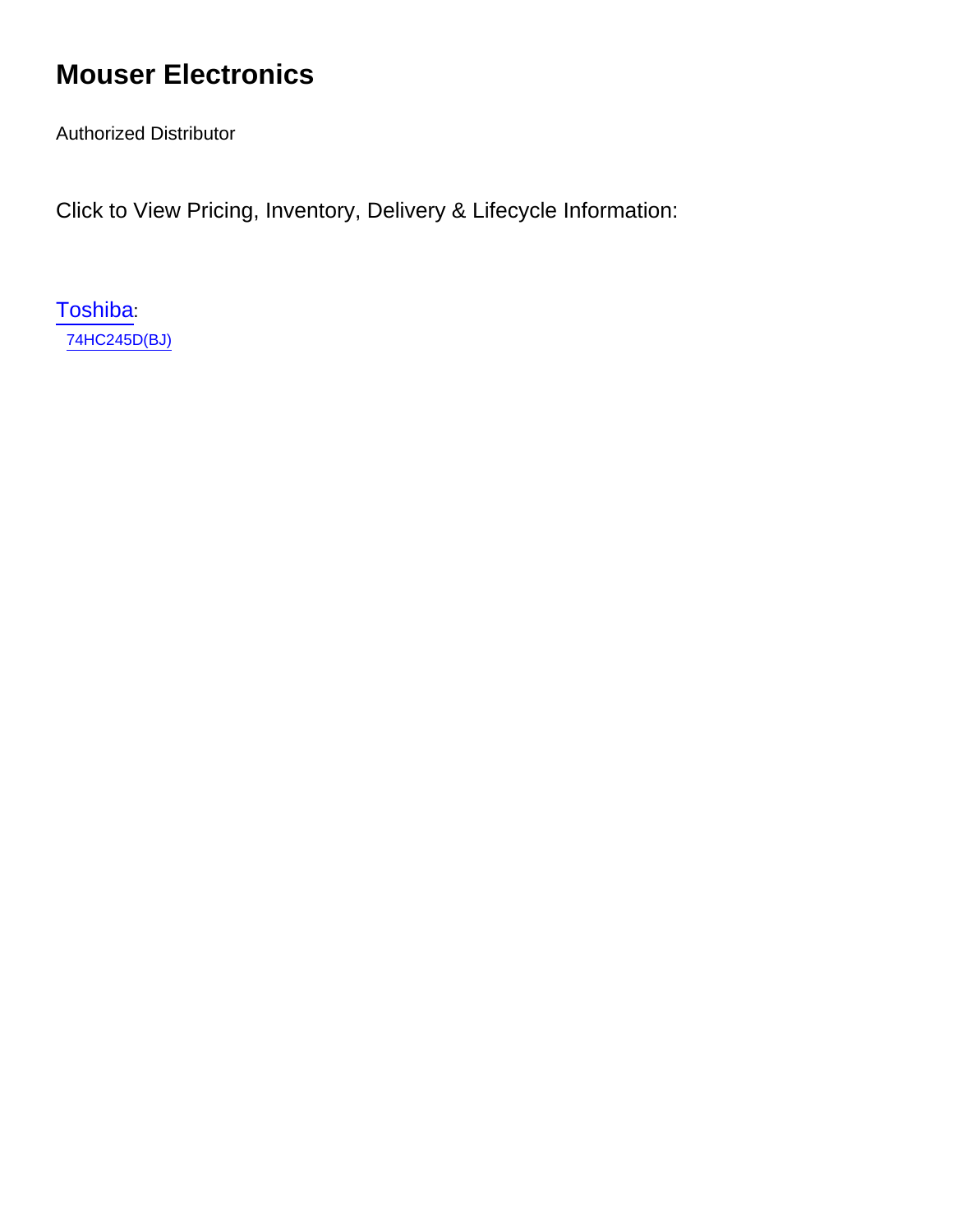# Mouser Electronics

Authorized Distributor

Click to View Pricing, Inventory, Delivery & Lifecycle Information:

Toshiba:

74HC245D(BJ)